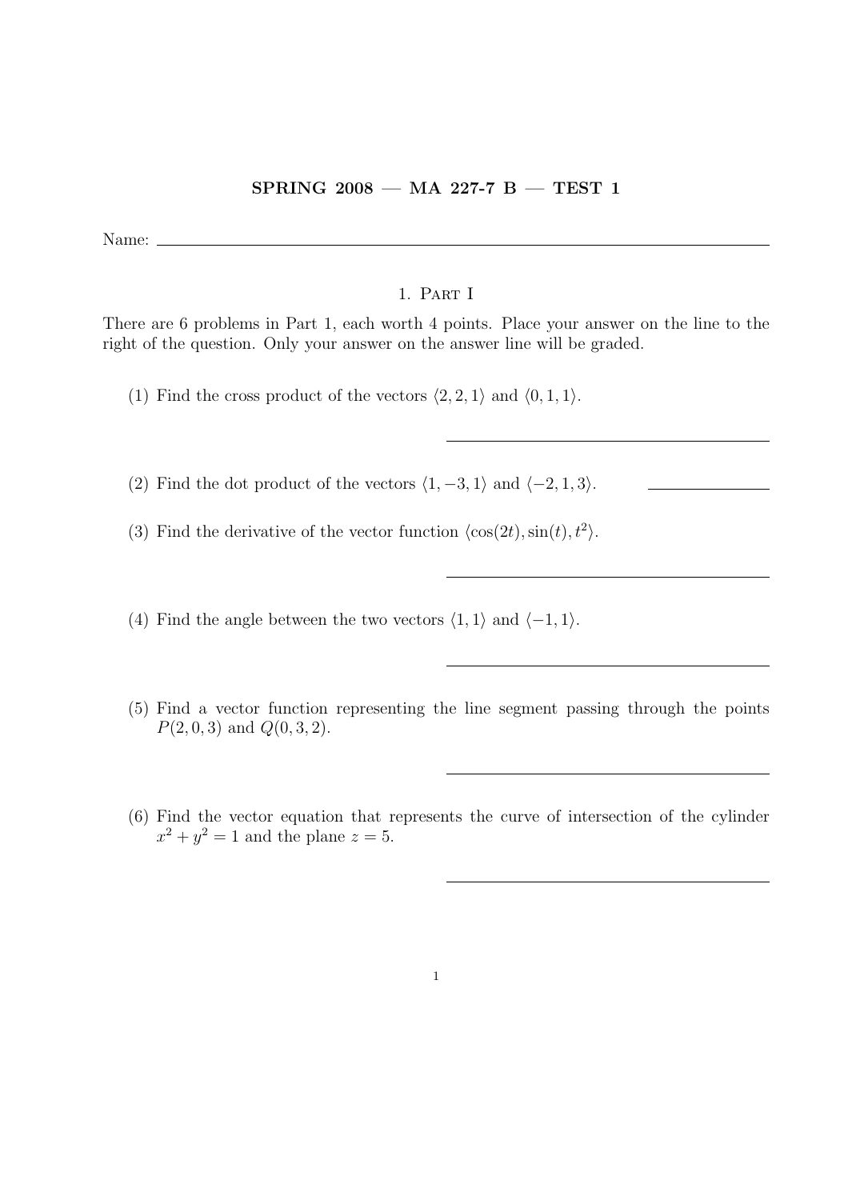**SPRING 2008 — MA 227-7 B — TEST 1**

Name: \_\_\_\_\_\_\_\_\_\_\_\_\_\_\_\_\_\_\_\_\_\_\_\_\_\_\_\_\_\_\_\_\_\_\_\_\_\_\_\_

## 1. Part I

There are 6 problems in Part 1, each worth 4 points. Place your answer on the line to the right of the question. Only your answer on the answer line will be graded.

(1) Find the cross product of the vectors $\langle 2, 2, 1\rangle$ and $\langle 0, 1, 1\rangle$.

\_\_\_\_\_\_\_\_\_\_\_\_\_\_\_\_\_\_\_\_\_\_\_\_\_\_\_\_

(2) Find the dot product of the vectors $\langle 1, -3, 1\rangle$ and $\langle -2, 1, 3\rangle$. \_\_\_\_\_\_\_\_\_\_\_\_

(3) Find the derivative of the vector function $\langle \cos(2t), \sin(t), t^2\rangle$.

\_\_\_\_\_\_\_\_\_\_\_\_\_\_\_\_\_\_\_\_\_\_\_\_\_\_\_\_

(4) Find the angle between the two vectors $\langle 1, 1\rangle$ and $\langle -1, 1\rangle$.

\_\_\_\_\_\_\_\_\_\_\_\_\_\_\_\_\_\_\_\_\_\_\_\_\_\_\_\_

(5) Find a vector function representing the line segment passing through the points $P(2, 0, 3)$ and $Q(0, 3, 2)$.

\_\_\_\_\_\_\_\_\_\_\_\_\_\_\_\_\_\_\_\_\_\_\_\_\_\_\_\_

(6) Find the vector equation that represents the curve of intersection of the cylinder $x^2 + y^2 = 1$ and the plane $z = 5$.

\_\_\_\_\_\_\_\_\_\_\_\_\_\_\_\_\_\_\_\_\_\_\_\_\_\_\_\_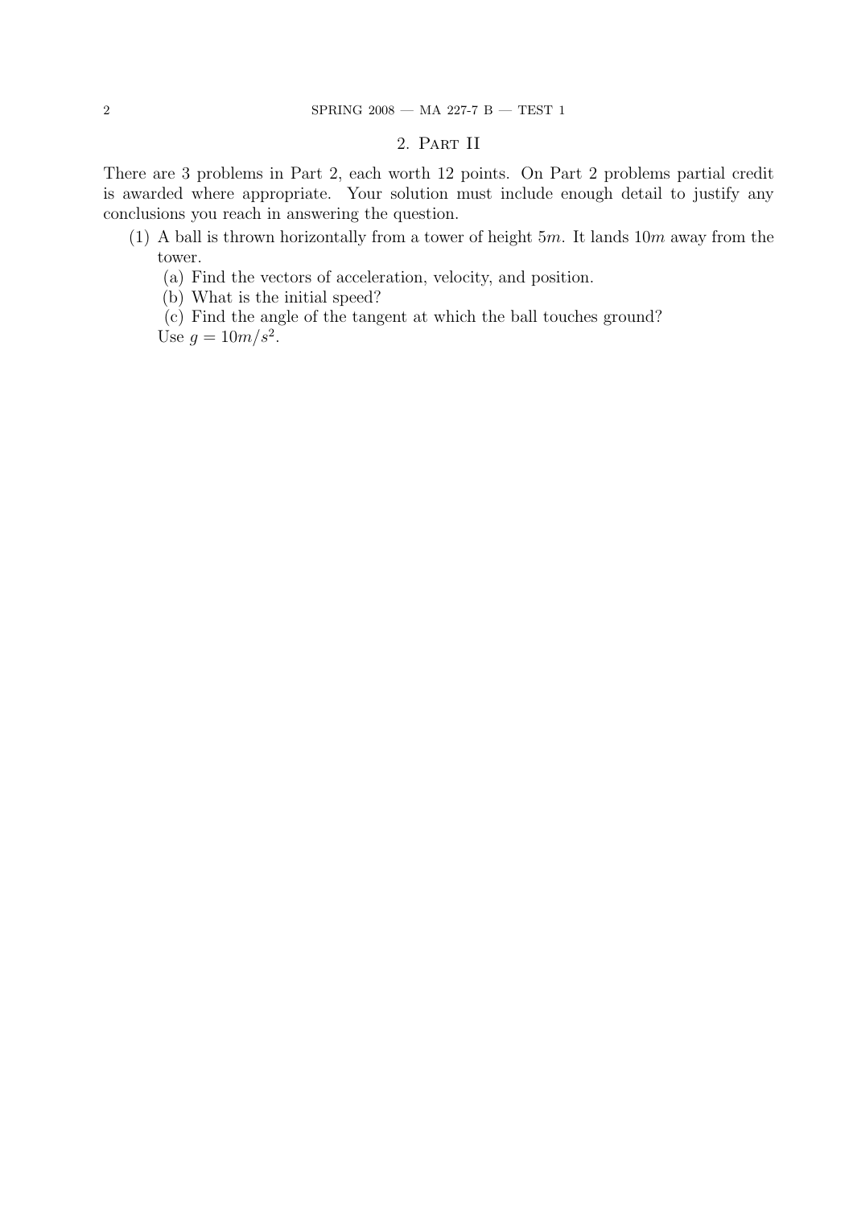## 2. Part II

There are 3 problems in Part 2, each worth 12 points. On Part 2 problems partial credit is awarded where appropriate. Your solution must include enough detail to justify any conclusions you reach in answering the question.

(1) A ball is thrown horizontally from a tower of height $5m$. It lands $10m$ away from the tower.

   (a) Find the vectors of acceleration, velocity, and position.

   (b) What is the initial speed?

   (c) Find the angle of the tangent at which the ball touches ground?

   Use $g = 10m/s^2$.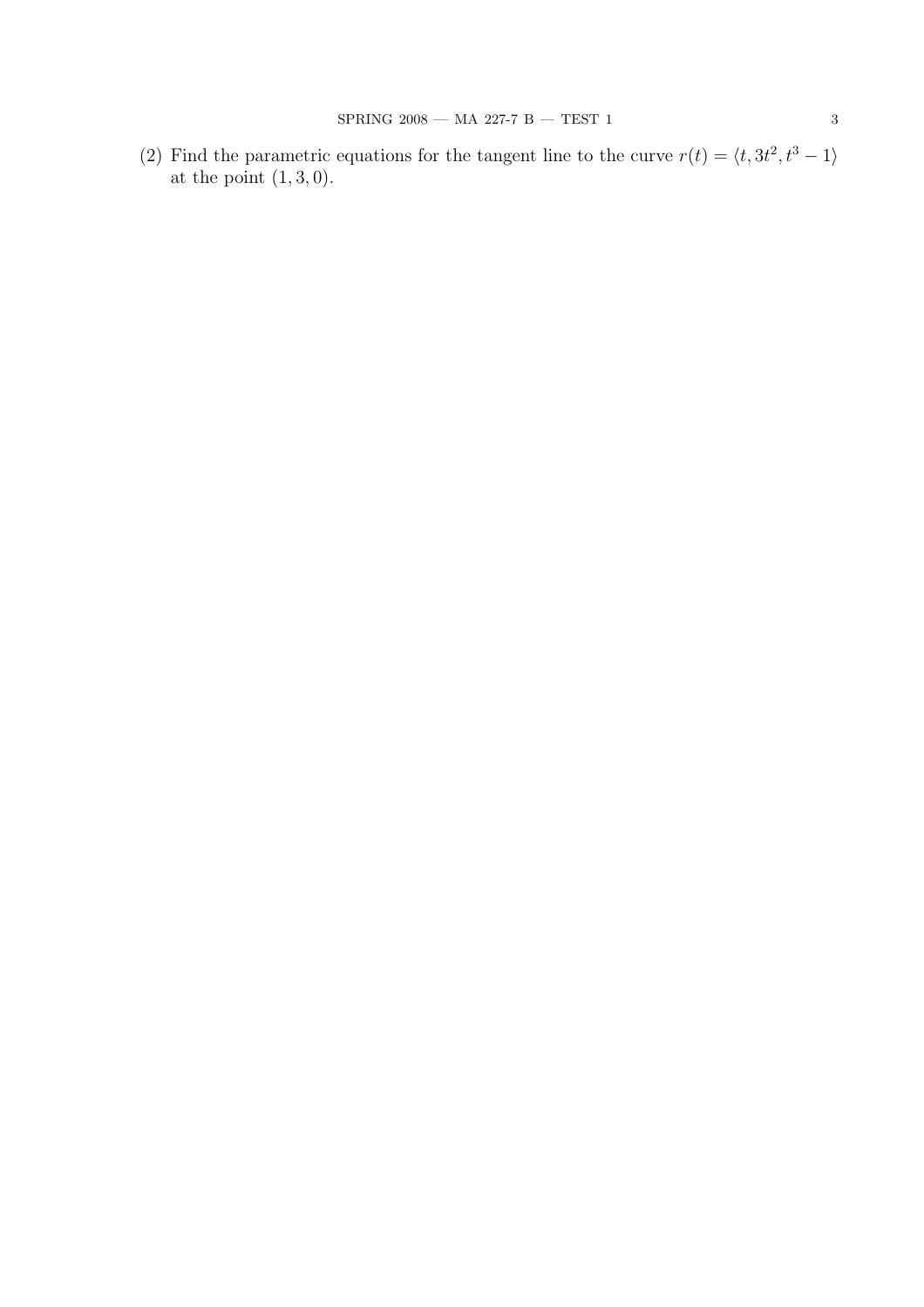(2) Find the parametric equations for the tangent line to the curve $r(t) = \langle t, 3t^2, t^3 - 1 \rangle$ at the point $(1, 3, 0)$.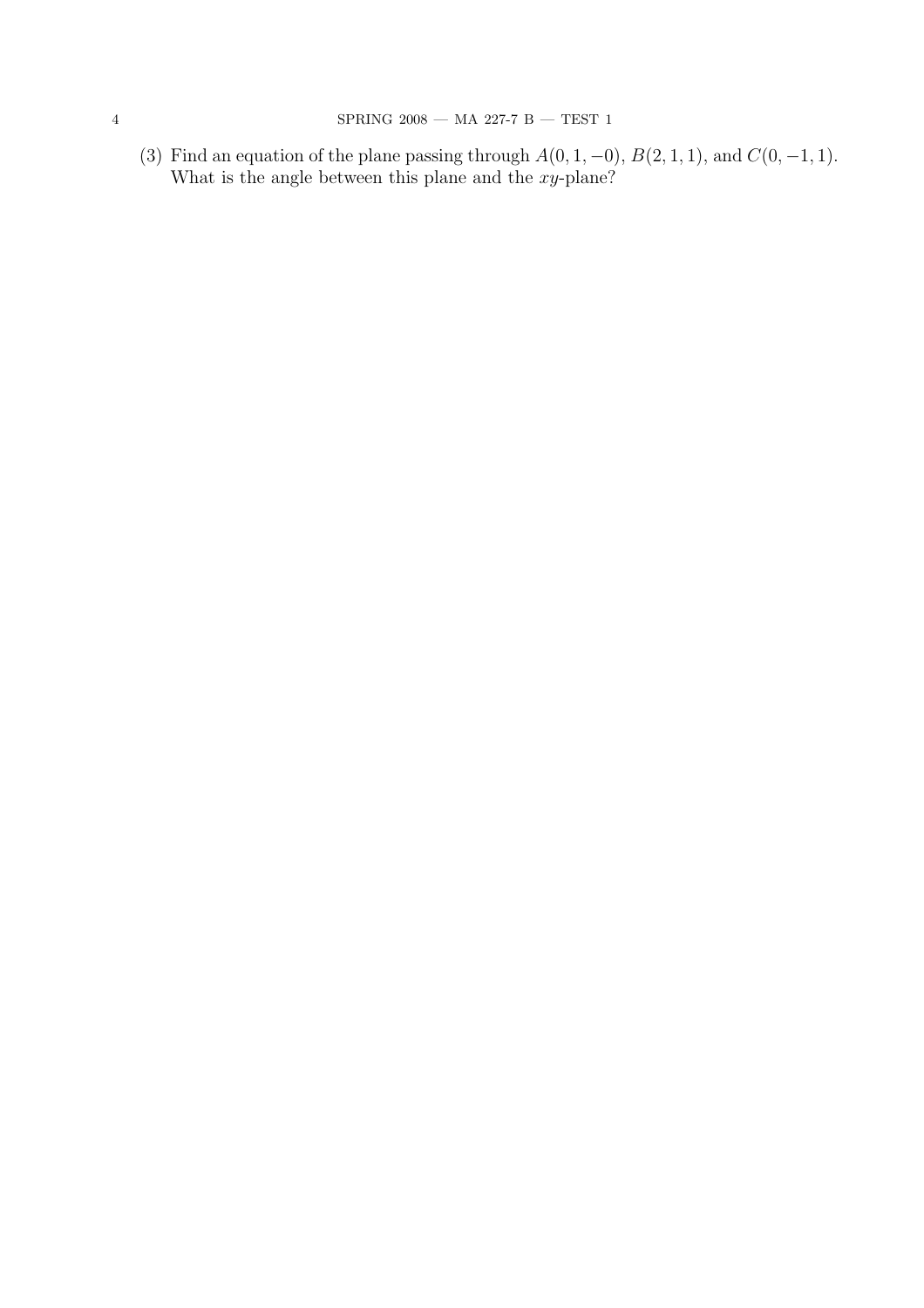(3) Find an equation of the plane passing through $A(0, 1, -0)$, $B(2, 1, 1)$, and $C(0, -1, 1)$. What is the angle between this plane and the $xy$-plane?